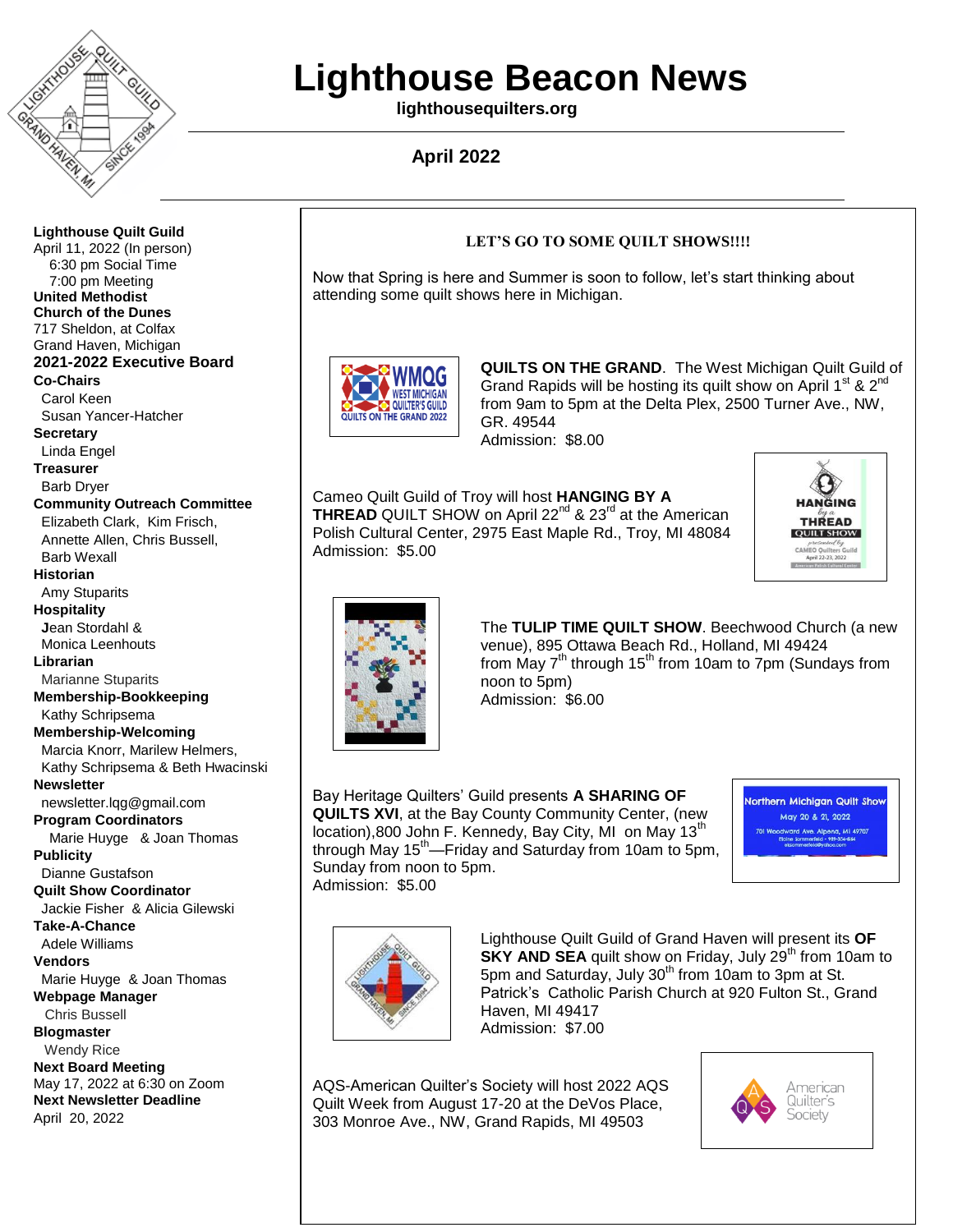# Lighthouse Beacon News

**lighthousequilters.org**

**April 2022**

**Lighthouse Quilt Guild**
April 11, 2022 (In person)
6:30 pm Social Time
7:00 pm Meeting
**United Methodist Church of the Dunes**
717 Sheldon, at Colfax
Grand Haven, Michigan

**2021-2022 Executive Board**

**Co-Chairs**
Carol Keen
Susan Yancer-Hatcher

**Secretary**
Linda Engel

**Treasurer**
Barb Dryer

**Community Outreach Committee**
Elizabeth Clark, Kim Frisch, Annette Allen, Chris Bussell, Barb Wexall

**Historian**
Amy Stuparits

**Hospitality**
Jean Stordahl &
Monica Leenhouts

**Librarian**
Marianne Stuparits

**Membership-Bookkeeping**
Kathy Schripsema

**Membership-Welcoming**
Marcia Knorr, Marilew Helmers, Kathy Schripsema & Beth Hwacinski

**Newsletter**
newsletter.lqg@gmail.com

**Program Coordinators**
Marie Huyge & Joan Thomas

**Publicity**
Dianne Gustafson

**Quilt Show Coordinator**
Jackie Fisher & Alicia Gilewski

**Take-A-Chance**
Adele Williams

**Vendors**
Marie Huyge & Joan Thomas

**Webpage Manager**
Chris Bussell

**Blogmaster**
Wendy Rice

**Next Board Meeting**
May 17, 2022 at 6:30 on Zoom

**Next Newsletter Deadline**
April 20, 2022

## LET'S GO TO SOME QUILT SHOWS!!!!

Now that Spring is here and Summer is soon to follow, let's start thinking about attending some quilt shows here in Michigan.

**QUILTS ON THE GRAND**. The West Michigan Quilt Guild of Grand Rapids will be hosting its quilt show on April 1st & 2nd from 9am to 5pm at the Delta Plex, 2500 Turner Ave., NW, GR. 49544
Admission: $8.00

Cameo Quilt Guild of Troy will host **HANGING BY A THREAD** QUILT SHOW on April 22nd & 23rd at the American Polish Cultural Center, 2975 East Maple Rd., Troy, MI 48084
Admission: $5.00

The **TULIP TIME QUILT SHOW**. Beechwood Church (a new venue), 895 Ottawa Beach Rd., Holland, MI 49424 from May 7th through 15th from 10am to 7pm (Sundays from noon to 5pm)
Admission: $6.00

Bay Heritage Quilters' Guild presents **A SHARING OF QUILTS XVI**, at the Bay County Community Center, (new location),800 John F. Kennedy, Bay City, MI on May 13th through May 15th—Friday and Saturday from 10am to 5pm, Sunday from noon to 5pm.
Admission: $5.00

Lighthouse Quilt Guild of Grand Haven will present its **OF SKY AND SEA** quilt show on Friday, July 29th from 10am to 5pm and Saturday, July 30th from 10am to 3pm at St. Patrick's Catholic Parish Church at 920 Fulton St., Grand Haven, MI 49417
Admission: $7.00

AQS-American Quilter's Society will host 2022 AQS Quilt Week from August 17-20 at the DeVos Place, 303 Monroe Ave., NW, Grand Rapids, MI 49503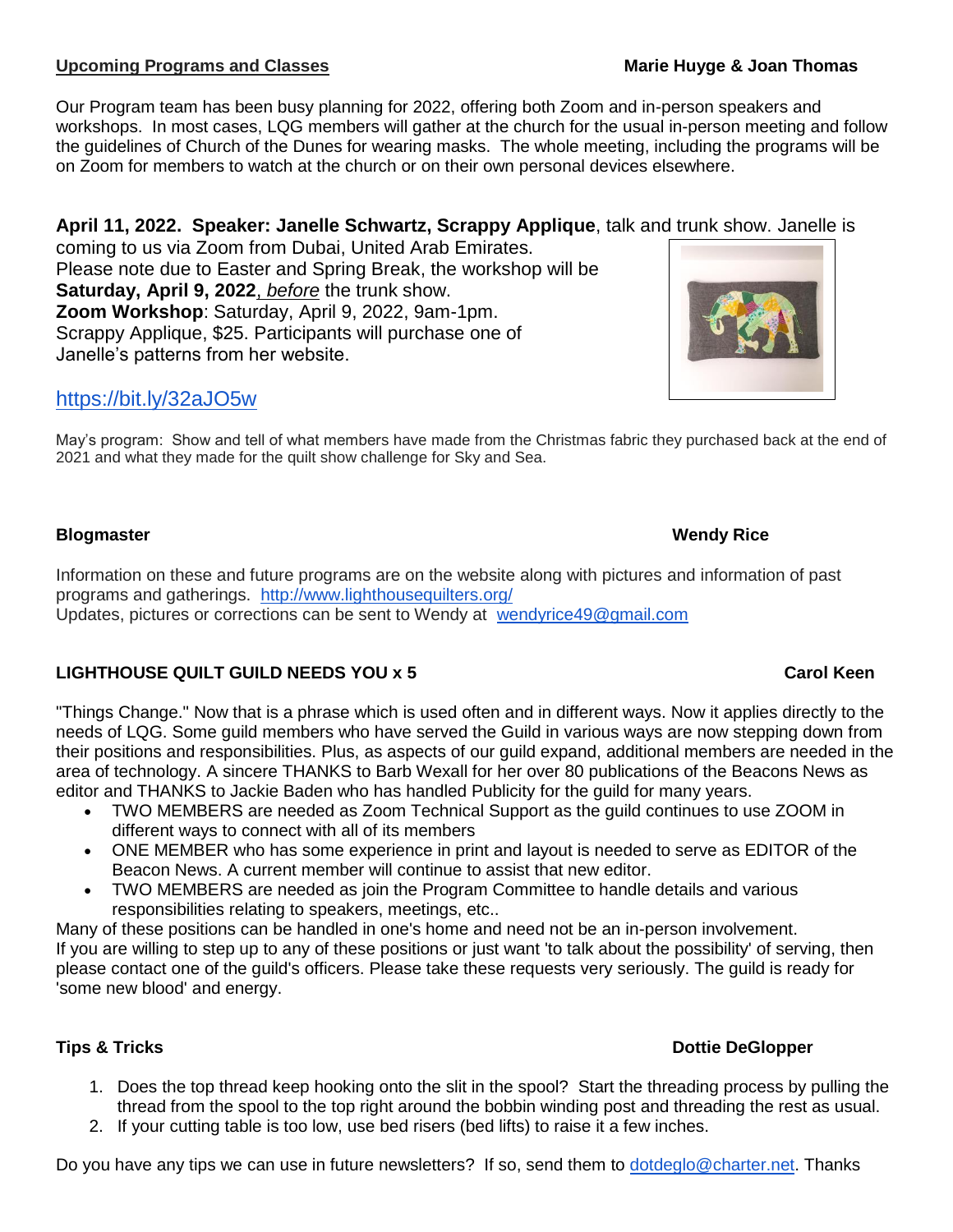## Upcoming Programs and Classes **Marie Huyge & Joan Thomas**

Our Program team has been busy planning for 2022, offering both Zoom and in-person speakers and workshops. In most cases, LQG members will gather at the church for the usual in-person meeting and follow the guidelines of Church of the Dunes for wearing masks. The whole meeting, including the programs will be on Zoom for members to watch at the church or on their own personal devices elsewhere.

**April 11, 2022. Speaker: Janelle Schwartz, Scrappy Applique**, talk and trunk show. Janelle is coming to us via Zoom from Dubai, United Arab Emirates.
Please note due to Easter and Spring Break, the workshop will be **Saturday, April 9, 2022**, *before* the trunk show.
**Zoom Workshop**: Saturday, April 9, 2022, 9am-1pm.
Scrappy Applique, $25. Participants will purchase one of Janelle's patterns from her website.

https://bit.ly/32aJO5w

May's program: Show and tell of what members have made from the Christmas fabric they purchased back at the end of 2021 and what they made for the quilt show challenge for Sky and Sea.

## Blogmaster **Wendy Rice**

Information on these and future programs are on the website along with pictures and information of past programs and gatherings. http://www.lighthousequilters.org/
Updates, pictures or corrections can be sent to Wendy at wendyrice49@gmail.com

## LIGHTHOUSE QUILT GUILD NEEDS YOU x 5 **Carol Keen**

"Things Change." Now that is a phrase which is used often and in different ways. Now it applies directly to the needs of LQG. Some guild members who have served the Guild in various ways are now stepping down from their positions and responsibilities. Plus, as aspects of our guild expand, additional members are needed in the area of technology. A sincere THANKS to Barb Wexall for her over 80 publications of the Beacons News as editor and THANKS to Jackie Baden who has handled Publicity for the guild for many years.

- TWO MEMBERS are needed as Zoom Technical Support as the guild continues to use ZOOM in different ways to connect with all of its members
- ONE MEMBER who has some experience in print and layout is needed to serve as EDITOR of the Beacon News. A current member will continue to assist that new editor.
- TWO MEMBERS are needed as join the Program Committee to handle details and various responsibilities relating to speakers, meetings, etc..

Many of these positions can be handled in one's home and need not be an in-person involvement.
If you are willing to step up to any of these positions or just want 'to talk about the possibility' of serving, then please contact one of the guild's officers. Please take these requests very seriously. The guild is ready for 'some new blood' and energy.

## Tips & Tricks **Dottie DeGlopper**

1. Does the top thread keep hooking onto the slit in the spool? Start the threading process by pulling the thread from the spool to the top right around the bobbin winding post and threading the rest as usual.
2. If your cutting table is too low, use bed risers (bed lifts) to raise it a few inches.

Do you have any tips we can use in future newsletters? If so, send them to dotdeglo@charter.net. Thanks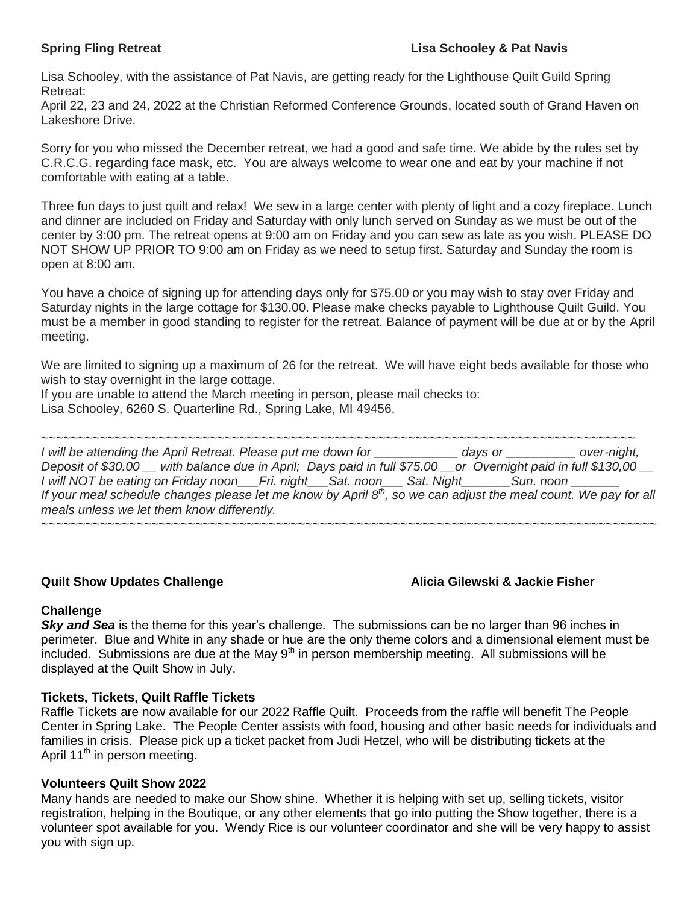**Spring Fling Retreat** **Lisa Schooley & Pat Navis**

Lisa Schooley, with the assistance of Pat Navis, are getting ready for the Lighthouse Quilt Guild Spring Retreat:
April 22, 23 and 24, 2022 at the Christian Reformed Conference Grounds, located south of Grand Haven on Lakeshore Drive.

Sorry for you who missed the December retreat, we had a good and safe time. We abide by the rules set by C.R.C.G. regarding face mask, etc. You are always welcome to wear one and eat by your machine if not comfortable with eating at a table.

Three fun days to just quilt and relax! We sew in a large center with plenty of light and a cozy fireplace. Lunch and dinner are included on Friday and Saturday with only lunch served on Sunday as we must be out of the center by 3:00 pm. The retreat opens at 9:00 am on Friday and you can sew as late as you wish. PLEASE DO NOT SHOW UP PRIOR TO 9:00 am on Friday as we need to setup first. Saturday and Sunday the room is open at 8:00 am.

You have a choice of signing up for attending days only for $75.00 or you may wish to stay over Friday and Saturday nights in the large cottage for $130.00. Please make checks payable to Lighthouse Quilt Guild. You must be a member in good standing to register for the retreat. Balance of payment will be due at or by the April meeting.

We are limited to signing up a maximum of 26 for the retreat. We will have eight beds available for those who wish to stay overnight in the large cottage.
If you are unable to attend the March meeting in person, please mail checks to:
Lisa Schooley, 6260 S. Quarterline Rd., Spring Lake, MI 49456.

~~~~~~~~~~~~~~~~~~~~~~~~~~~~~~~~~~~~~~~~~~~~~~~~~~~~~~~~~~~~~~~~~~~~~~~~~~~~~~~~~~~~

*I will be attending the April Retreat. Please put me down for ____________ days or __________ over-night, Deposit of $30.00 __ with balance due in April; Days paid in full $75.00 __or Overnight paid in full $130,00 __ I will NOT be eating on Friday noon___Fri. night___Sat. noon___ Sat. Night_______Sun. noon _______ If your meal schedule changes please let me know by April 8th, so we can adjust the meal count. We pay for all meals unless we let them know differently.*

~~~~~~~~~~~~~~~~~~~~~~~~~~~~~~~~~~~~~~~~~~~~~~~~~~~~~~~~~~~~~~~~~~~~~~~~~~~~~~~~~~~~

**Quilt Show Updates Challenge** **Alicia Gilewski & Jackie Fisher**

**Challenge**

***Sky and Sea*** is the theme for this year's challenge. The submissions can be no larger than 96 inches in perimeter. Blue and White in any shade or hue are the only theme colors and a dimensional element must be included. Submissions are due at the May 9th in person membership meeting. All submissions will be displayed at the Quilt Show in July.

**Tickets, Tickets, Quilt Raffle Tickets**

Raffle Tickets are now available for our 2022 Raffle Quilt. Proceeds from the raffle will benefit The People Center in Spring Lake. The People Center assists with food, housing and other basic needs for individuals and families in crisis. Please pick up a ticket packet from Judi Hetzel, who will be distributing tickets at the April 11th in person meeting.

**Volunteers Quilt Show 2022**

Many hands are needed to make our Show shine. Whether it is helping with set up, selling tickets, visitor registration, helping in the Boutique, or any other elements that go into putting the Show together, there is a volunteer spot available for you. Wendy Rice is our volunteer coordinator and she will be very happy to assist you with sign up.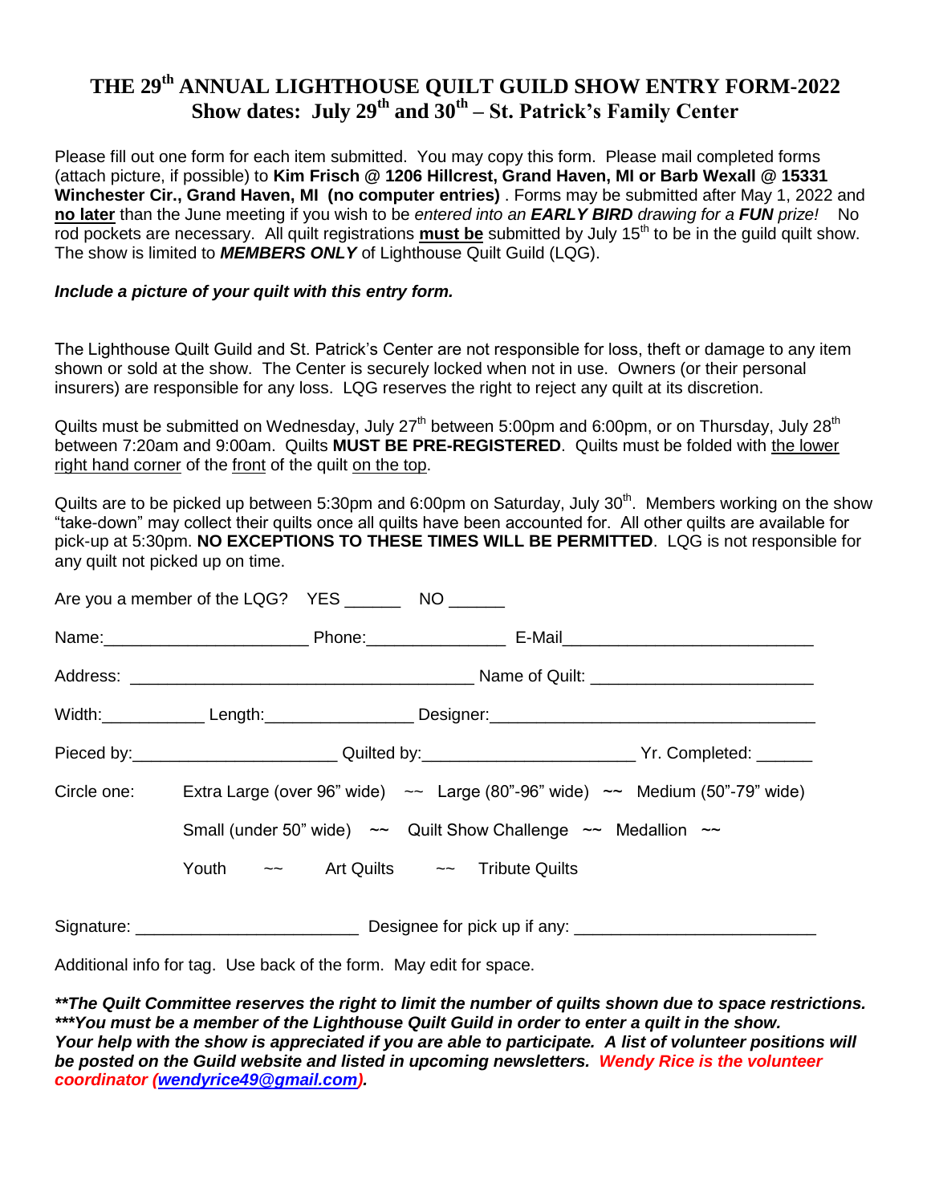# THE 29th ANNUAL LIGHTHOUSE QUILT GUILD SHOW ENTRY FORM-2022

## Show dates: July 29th and 30th – St. Patrick's Family Center

Please fill out one form for each item submitted. You may copy this form. Please mail completed forms (attach picture, if possible) to **Kim Frisch @ 1206 Hillcrest, Grand Haven, MI or Barb Wexall @ 15331 Winchester Cir., Grand Haven, MI (no computer entries)** . Forms may be submitted after May 1, 2022 and **no later** than the June meeting if you wish to be *entered into an **EARLY BIRD** drawing for a **FUN** prize!* No rod pockets are necessary. All quilt registrations **must be** submitted by July 15th to be in the guild quilt show. The show is limited to ***MEMBERS ONLY*** of Lighthouse Quilt Guild (LQG).

***Include a picture of your quilt with this entry form.***

The Lighthouse Quilt Guild and St. Patrick's Center are not responsible for loss, theft or damage to any item shown or sold at the show. The Center is securely locked when not in use. Owners (or their personal insurers) are responsible for any loss. LQG reserves the right to reject any quilt at its discretion.

Quilts must be submitted on Wednesday, July 27th between 5:00pm and 6:00pm, or on Thursday, July 28th between 7:20am and 9:00am. Quilts **MUST BE PRE-REGISTERED**. Quilts must be folded with the lower right hand corner of the front of the quilt on the top.

Quilts are to be picked up between 5:30pm and 6:00pm on Saturday, July 30th. Members working on the show "take-down" may collect their quilts once all quilts have been accounted for. All other quilts are available for pick-up at 5:30pm. **NO EXCEPTIONS TO THESE TIMES WILL BE PERMITTED**. LQG is not responsible for any quilt not picked up on time.

Are you a member of the LQG? YES ______ NO ______

Name:______________________ Phone:_______________ E-Mail___________________________

Address: _____________________________________ Name of Quilt: ________________________

Width:___________ Length:________________ Designer:___________________________________

Pieced by:______________________ Quilted by:______________________ Yr. Completed: ______

Circle one: Extra Large (over 96" wide) ~~ Large (80"-96" wide) ~~ Medium (50"-79" wide)

Small (under 50" wide) ~~ Quilt Show Challenge ~~ Medallion ~~

Youth ~~ Art Quilts ~~ Tribute Quilts

Signature: ________________________ Designee for pick up if any: _________________________

Additional info for tag. Use back of the form. May edit for space.

***\*\*The Quilt Committee reserves the right to limit the number of quilts shown due to space restrictions.***
***\*\*\*You must be a member of the Lighthouse Quilt Guild in order to enter a quilt in the show.***
***Your help with the show is appreciated if you are able to participate. A list of volunteer positions will be posted on the Guild website and listed in upcoming newsletters. Wendy Rice is the volunteer coordinator (wendyrice49@gmail.com).***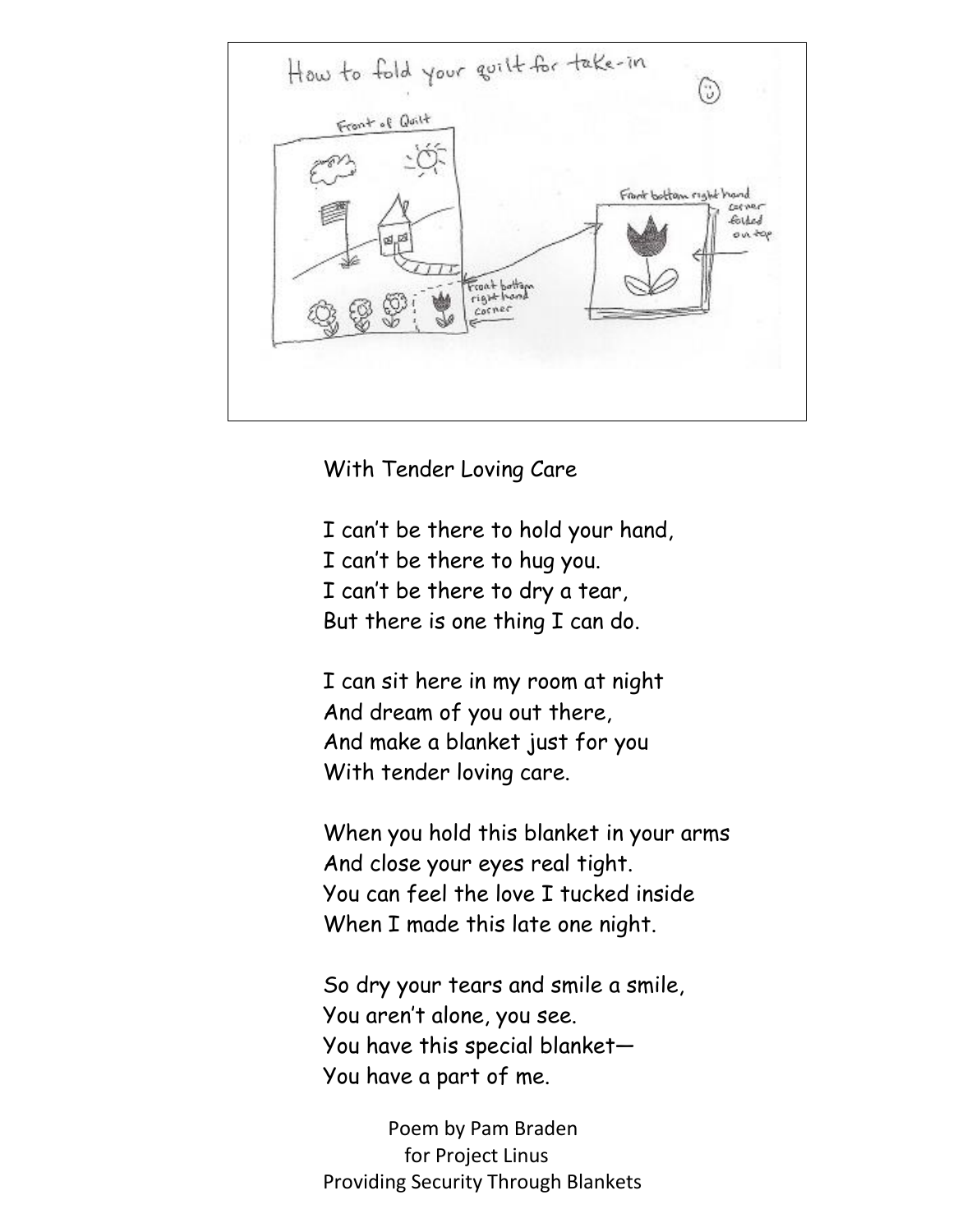How to fold your quilt for take-in

Front of Quilt

Front bottom right hand corner

Front bottom right hand corner folded on top

## With Tender Loving Care

I can't be there to hold your hand,
I can't be there to hug you.
I can't be there to dry a tear,
But there is one thing I can do.

I can sit here in my room at night
And dream of you out there,
And make a blanket just for you
With tender loving care.

When you hold this blanket in your arms
And close your eyes real tight.
You can feel the love I tucked inside
When I made this late one night.

So dry your tears and smile a smile,
You aren't alone, you see.
You have this special blanket—
You have a part of me.

Poem by Pam Braden
for Project Linus
Providing Security Through Blankets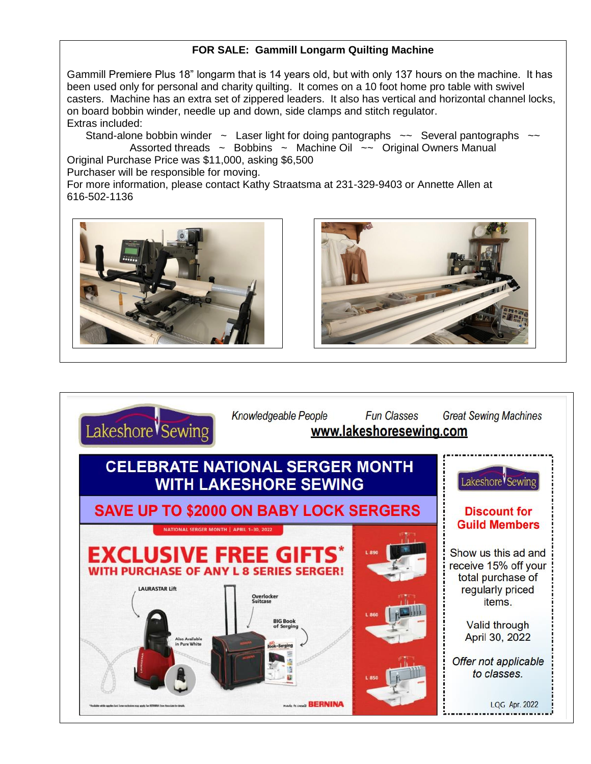## FOR SALE: Gammill Longarm Quilting Machine

Gammill Premiere Plus 18" longarm that is 14 years old, but with only 137 hours on the machine. It has been used only for personal and charity quilting. It comes on a 10 foot home pro table with swivel casters. Machine has an extra set of zippered leaders. It also has vertical and horizontal channel locks, on board bobbin winder, needle up and down, side clamps and stitch regulator.

Extras included:

Stand-alone bobbin winder ~ Laser light for doing pantographs ~~ Several pantographs ~~ Assorted threads ~ Bobbins ~ Machine Oil ~~ Original Owners Manual

Original Purchase Price was $11,000, asking $6,500

Purchaser will be responsible for moving.

For more information, please contact Kathy Straatsma at 231-329-9403 or Annette Allen at 616-502-1136

---

Lakeshore Sewing

*Knowledgeable People* *Fun Classes* *Great Sewing Machines*

**www.lakeshoresewing.com**

## CELEBRATE NATIONAL SERGER MONTH WITH LAKESHORE SEWING

### SAVE UP TO $2000 ON BABY LOCK SERGERS

NATIONAL SERGER MONTH | APRIL 1–30, 2022

**EXCLUSIVE FREE GIFTS***

**WITH PURCHASE OF ANY L 8 SERIES SERGER!**

LAURASTAR Lift — Also Available in Pure White

Overlocker Suitcase

BIG Book of Serging

L 890 — L 860 — L 850

*Available while supplies last. Some exclusions may apply. See BERNINA Store Associate for details.

made to create BERNINA

---

Lakeshore Sewing

**Discount for Guild Members**

Show us this ad and receive 15% off your total purchase of regularly priced items.

Valid through April 30, 2022

*Offer not applicable to classes.*

LQG Apr. 2022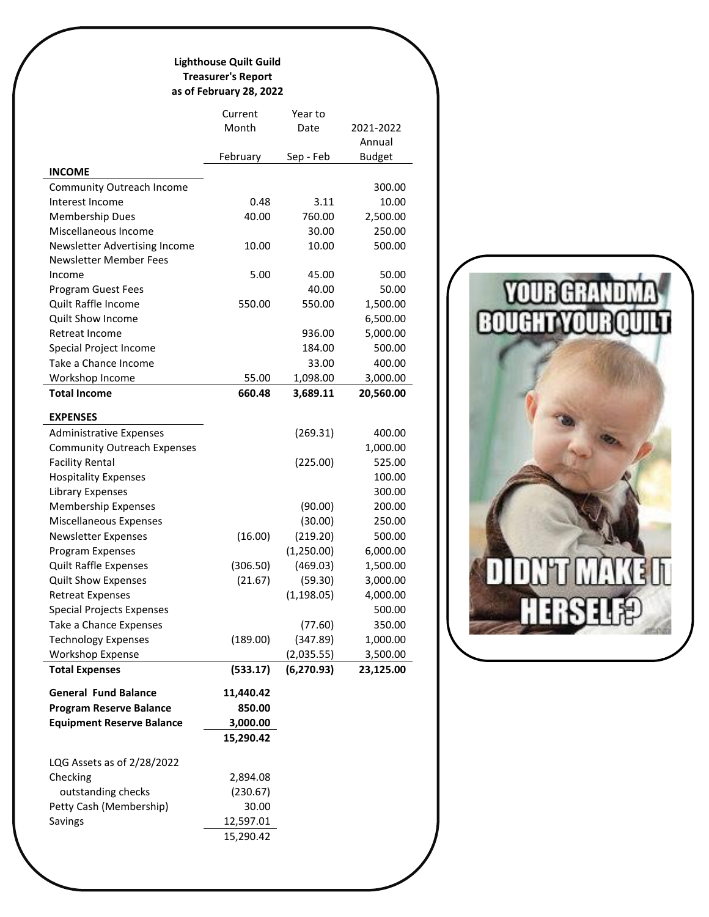**Lighthouse Quilt Guild**
**Treasurer's Report**
**as of February 28, 2022**

| | Current Month February | Year to Date Sep - Feb | 2021-2022 Annual Budget |
|---|---|---|---|
| **INCOME** | | | |
| Community Outreach Income | | | 300.00 |
| Interest Income | 0.48 | 3.11 | 10.00 |
| Membership Dues | 40.00 | 760.00 | 2,500.00 |
| Miscellaneous Income | | 30.00 | 250.00 |
| Newsletter Advertising Income | 10.00 | 10.00 | 500.00 |
| Newsletter Member Fees Income | 5.00 | 45.00 | 50.00 |
| Program Guest Fees | | 40.00 | 50.00 |
| Quilt Raffle Income | 550.00 | 550.00 | 1,500.00 |
| Quilt Show Income | | | 6,500.00 |
| Retreat Income | | 936.00 | 5,000.00 |
| Special Project Income | | 184.00 | 500.00 |
| Take a Chance Income | | 33.00 | 400.00 |
| Workshop Income | 55.00 | 1,098.00 | 3,000.00 |
| **Total Income** | **660.48** | **3,689.11** | **20,560.00** |
| **EXPENSES** | | | |
| Administrative Expenses | | (269.31) | 400.00 |
| Community Outreach Expenses | | | 1,000.00 |
| Facility Rental | | (225.00) | 525.00 |
| Hospitality Expenses | | | 100.00 |
| Library Expenses | | | 300.00 |
| Membership Expenses | | (90.00) | 200.00 |
| Miscellaneous Expenses | | (30.00) | 250.00 |
| Newsletter Expenses | (16.00) | (219.20) | 500.00 |
| Program Expenses | | (1,250.00) | 6,000.00 |
| Quilt Raffle Expenses | (306.50) | (469.03) | 1,500.00 |
| Quilt Show Expenses | (21.67) | (59.30) | 3,000.00 |
| Retreat Expenses | | (1,198.05) | 4,000.00 |
| Special Projects Expenses | | | 500.00 |
| Take a Chance Expenses | | (77.60) | 350.00 |
| Technology Expenses | (189.00) | (347.89) | 1,000.00 |
| Workshop Expense | | (2,035.55) | 3,500.00 |
| **Total Expenses** | **(533.17)** | **(6,270.93)** | **23,125.00** |
| **General Fund Balance** | **11,440.42** | | |
| **Program Reserve Balance** | **850.00** | | |
| **Equipment Reserve Balance** | **3,000.00** | | |
| | **15,290.42** | | |

| LQG Assets as of 2/28/2022 | |
|---|---|
| Checking | 2,894.08 |
| outstanding checks | (230.67) |
| Petty Cash (Membership) | 30.00 |
| Savings | 12,597.01 |
| | 15,290.42 |

YOUR GRANDMA BOUGHT YOUR QUILT DIDN'T MAKE IT HERSELF?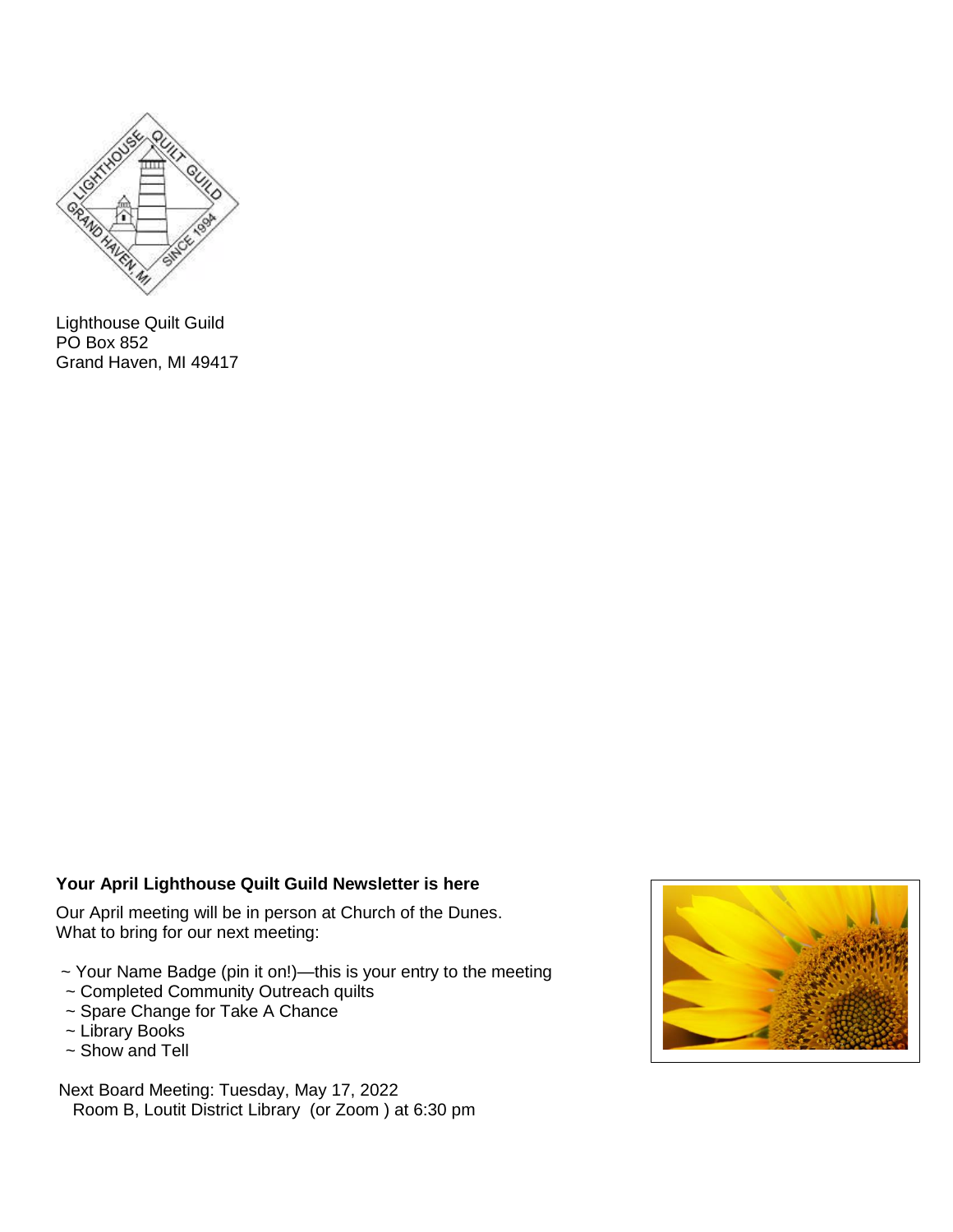Lighthouse Quilt Guild
PO Box 852
Grand Haven, MI 49417

**Your April Lighthouse Quilt Guild Newsletter is here**

Our April meeting will be in person at Church of the Dunes.
What to bring for our next meeting:

~ Your Name Badge (pin it on!)—this is your entry to the meeting
~ Completed Community Outreach quilts
~ Spare Change for Take A Chance
~ Library Books
~ Show and Tell

Next Board Meeting: Tuesday, May 17, 2022
Room B, Loutit District Library (or Zoom ) at 6:30 pm